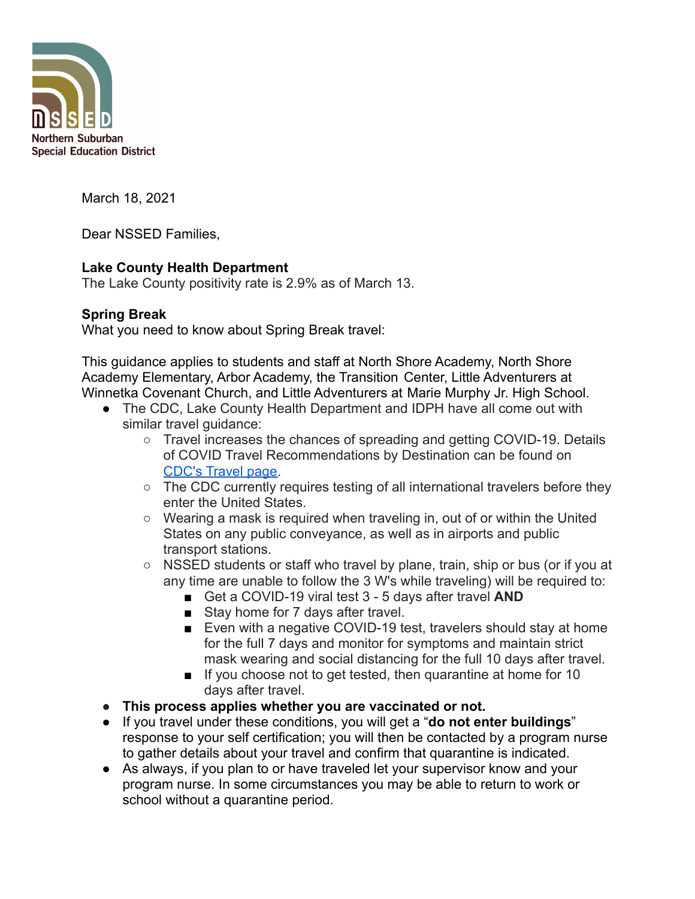NSSED
Northern Suburban
Special Education District

March 18, 2021

Dear NSSED Families,

**Lake County Health Department**
The Lake County positivity rate is 2.9% as of March 13.

**Spring Break**
What you need to know about Spring Break travel:

This guidance applies to students and staff at North Shore Academy, North Shore Academy Elementary, Arbor Academy, the Transition Center, Little Adventurers at Winnetka Covenant Church, and Little Adventurers at Marie Murphy Jr. High School.

- The CDC, Lake County Health Department and IDPH have all come out with similar travel guidance:
  - Travel increases the chances of spreading and getting COVID-19. Details of COVID Travel Recommendations by Destination can be found on [CDC's Travel page](CDC's Travel page).
  - The CDC currently requires testing of all international travelers before they enter the United States.
  - Wearing a mask is required when traveling in, out of or within the United States on any public conveyance, as well as in airports and public transport stations.
  - NSSED students or staff who travel by plane, train, ship or bus (or if you at any time are unable to follow the 3 W's while traveling) will be required to:
    - Get a COVID-19 viral test 3 - 5 days after travel **AND**
    - Stay home for 7 days after travel.
    - Even with a negative COVID-19 test, travelers should stay at home for the full 7 days and monitor for symptoms and maintain strict mask wearing and social distancing for the full 10 days after travel.
    - If you choose not to get tested, then quarantine at home for 10 days after travel.
- **This process applies whether you are vaccinated or not.**
- If you travel under these conditions, you will get a "**do not enter buildings**" response to your self certification; you will then be contacted by a program nurse to gather details about your travel and confirm that quarantine is indicated.
- As always, if you plan to or have traveled let your supervisor know and your program nurse. In some circumstances you may be able to return to work or school without a quarantine period.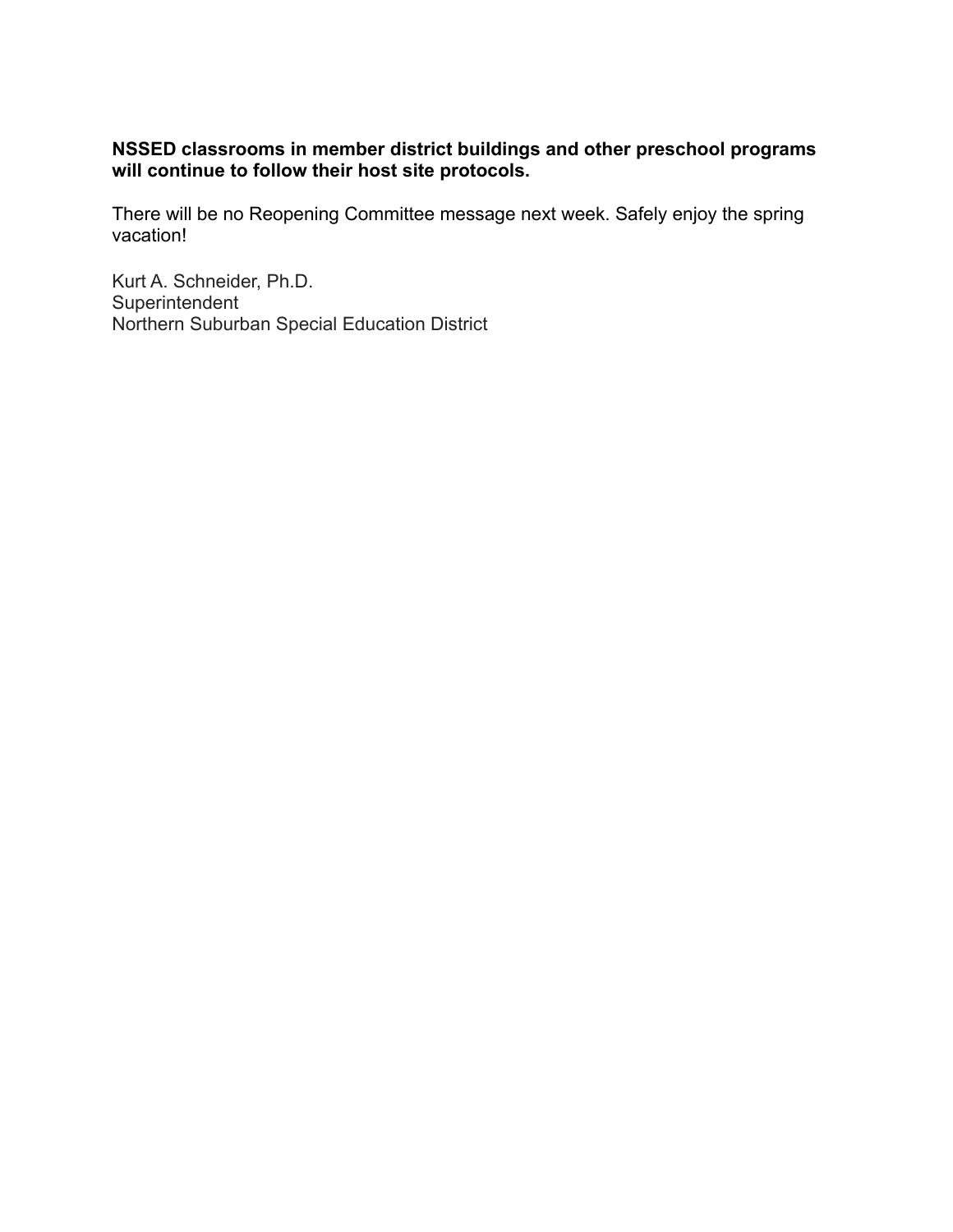**NSSED classrooms in member district buildings and other preschool programs will continue to follow their host site protocols.**

There will be no Reopening Committee message next week. Safely enjoy the spring vacation!

Kurt A. Schneider, Ph.D.
Superintendent
Northern Suburban Special Education District